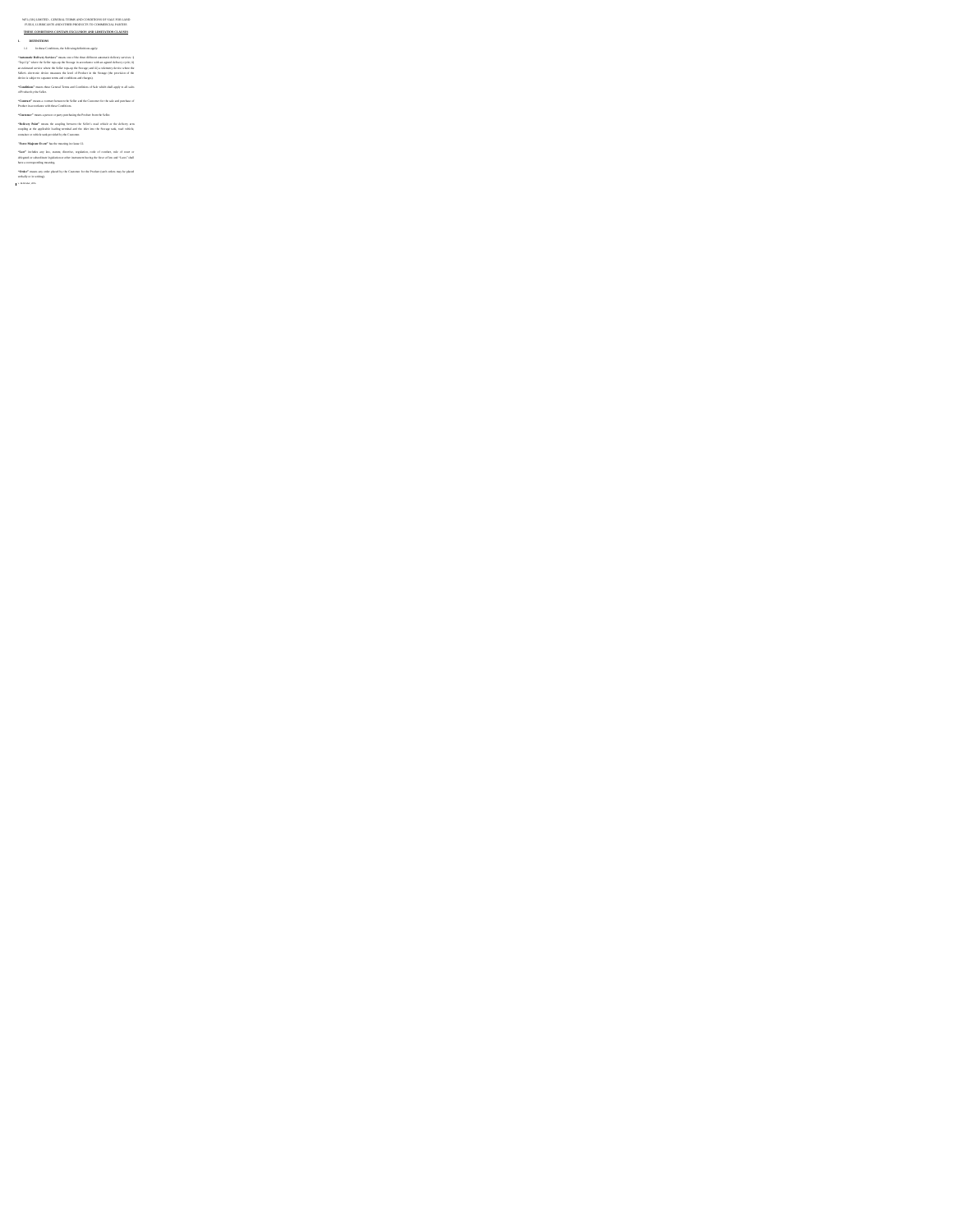WFL (UK) LIMITED – GENERAL TERMS AND CONDITIONS OF SALE FOR LAND FUELS, LUBRICANTS AND OTHER PRODUCTS TO COMMERCIAL PARTIES

**THESE CONDITIONS CONTAIN EXCLUSION AND LIMITATION CLAUSES**

**1. DEFINITIONS**

1.1 In these Conditions, the following definitions apply:

"**Automatic Delivery Services**" means one of the three different automatic delivery services: i) "Top-Up" where the Seller tops-up the Storage in accordance with an agreed delivery cycle; ii) an enhanced service where the Seller tops-up the Storage and iii) a telemetry device where the Seller's electronic device measures the level of Product in the Storage (the provision of the device is subject to separate terms and conditions and charges).

"**Conditions**" means these General Terms and Conditions of Sale which shall apply to all sales of Product by the Seller.

"**Contract**" means a contract between the Seller and the Customer for the sale and purchase of Product in accordance with these Conditions.

"**Customer**" means a person or party purchasing the Product from the Seller.

"**Delivery Point**" means the coupling between the Seller's road vehicle or the delivery arm coupling at the applicable loading terminal and the inlet into the Storage tank, road vehicle, container or vehicle tank provided by the Customer.

"**Force Majeure Event**" has the meaning in clause 12.

"**Law**" includes any law, statute, directive, regulation, code of conduct, rule of court or delegated or subordinate legislation or other instrument having the force of law and "Laws" shall have a corresponding meaning.

"**Order**" means any order placed by the Customer for the Product (such orders may be placed verbally or in writing).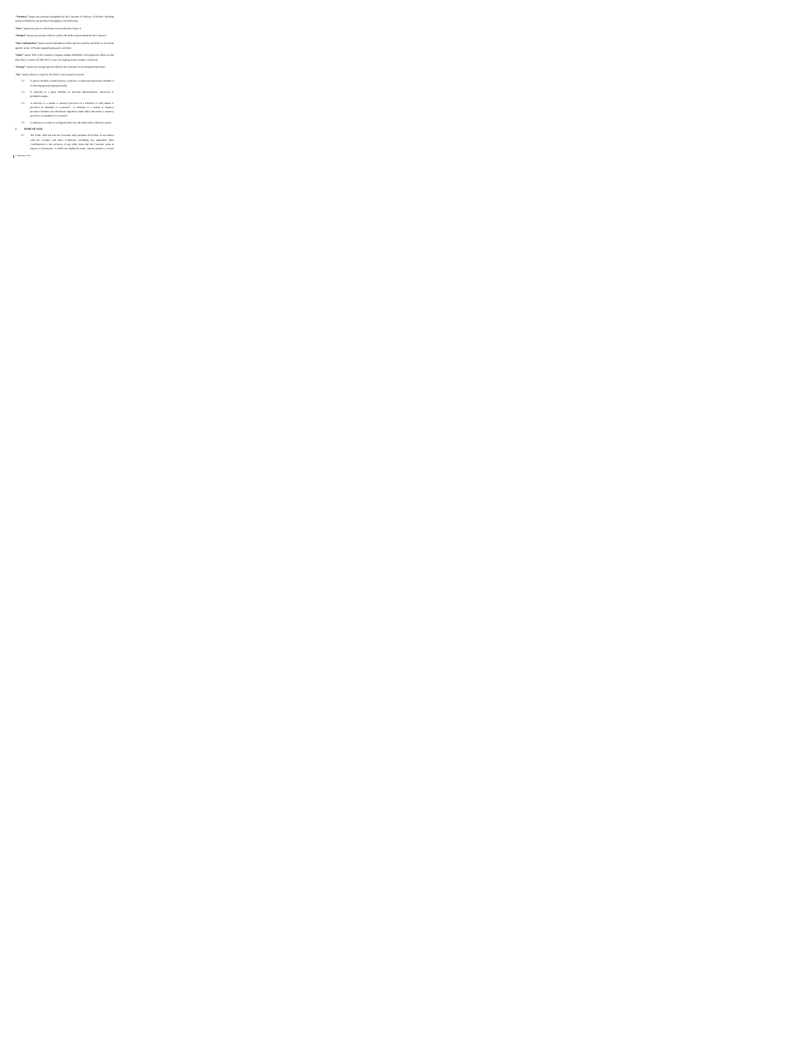"**Premises**" means any premises designated by the Customer for delivery of Product including (without limitation) any premises belonging to any third party.

"**Price**" means the price for the Products as described in Clause 4.

"**Product**" means any product which is sold by the Seller and purchased by the Customer.

"**Sale Confirmation**" means any documentation which may be issued by the Seller to record the specific terms of Product supplied pursuant to an Order.

"**Seller**" means WFL (UK) Limited (company number 6056081) with registered offices at One Fleet Place, London, EC4M 7WS or any of its trading names, brands or divisions.

"**Storage**" means any storage tank provided by the Customer at any designated premises.

"**Tax**" means all taxes except for the Seller's taxes based on income.

1.2 A person includes a natural person, corporate or unincorporated body (whether or not having separate legal personality).

1.3 A reference to a party includes its personal representatives, successors or permitted assigns.

1.4 A reference to a statute or statutory provision is a reference to such statute or provision as amended or re-enacted. A reference to a statute or statutory provision includes any subordinate legislation made under that statute or statutory provision, as amended or re-enacted.

1.5 A reference to writing or written includes fax and email unless otherwise stated.

**2. BASIS OF SALE**

2.1 The Seller shall sell and the Customer shall purchase all Product in accordance with the Contract and these Conditions (including any applicable Sale Confirmation) to the exclusion of any other terms that the Customer seeks to impose or incorporate, or which are implied by trade, custom, practice or course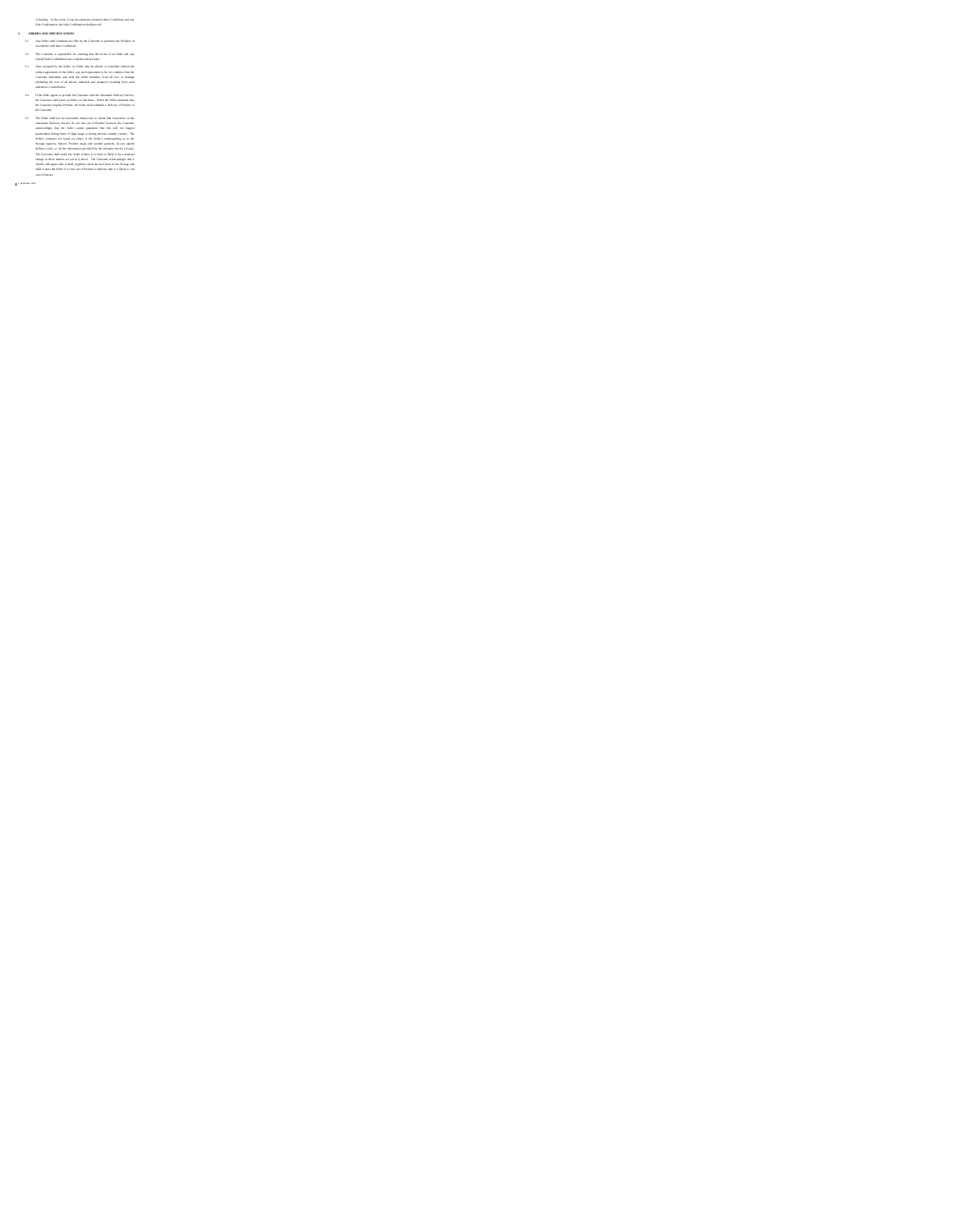of dealing. In the event of any inconsistency between these Conditions and any Sale Confirmation, the Sale Confirmation shall prevail.

3. **ORDERS AND SPECIFICATIONS**

3.1 Any Order shall constitute an offer by the Customer to purchase the Products in accordance with these Conditions.

3.2 The Customer is responsible for ensuring that the terms of an Order and any related Sale Confirmation are complete and accurate.

3.3 Once accepted by the Seller, no Order may be altered or cancelled without the written agreement of the Seller, any such agreement to be on condition that the Customer indemnify and hold the Seller harmless from all loss or damage (including the cost of all labour, materials and transport) resulting from such alteration or cancellation.

3.4 If the Seller agrees to provide the Customer with the Automatic Delivery Service, the Customer shall place an Order on that basis. When the Seller estimates that the Customer requires Product, the Seller shall schedule a delivery of Products to the Customer.

3.5 The Seller shall use its reasonable endeavours to ensure that Customers on the Automatic Delivery Service do not run out of Product however the Customer acknowledges that the Seller cannot guarantee that this will not happen (particularly during times of high usage or during adverse weather events). The Seller's estimates are based on either: i) the Seller's understanding as to the Storage capacity, historic Product usage and weather patterns; ii) any agreed delivery cycle; or iii) the information provided by the telemetry device (if any). The Customer shall notify the Seller if there is or there is likely to be a material change to these matters set out in i) above. The Customer acknowledges that it should, and agrees that it shall, regularly check the fuel level in the Storage and shall contact the Seller if it runs out of Product or believes that it is likely to run out of Product.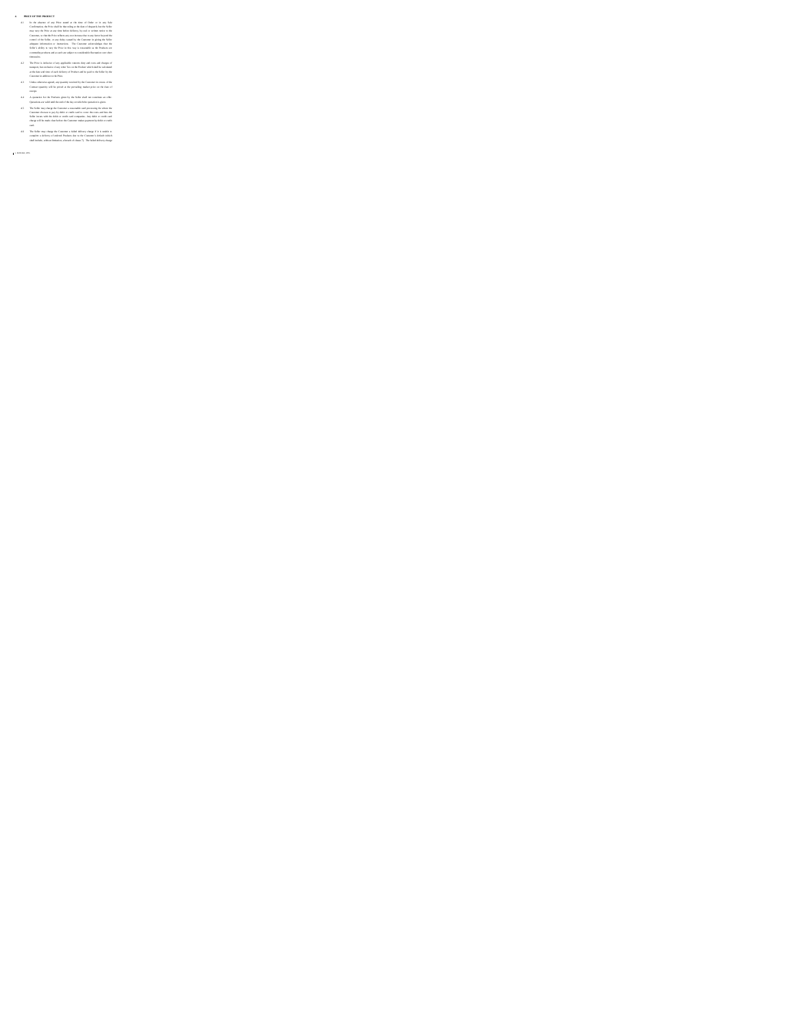4. **PRICE OF THE PRODUCT**

4.1 In the absence of any Price stated at the time of Order or in any Sale Confirmation, the Price shall be that ruling at the date of despatch but the Seller may vary the Price at any time before delivery, by oral or written notice to the Customer, to reflect the Price in effect any cost increase due to any factor beyond the control of the Seller, or any delay caused by the Customer in giving the Seller adequate information or instructions. The Customer acknowledges that the Seller's ability to vary the Price in this way is reasonable as the Products are commodity products and as such are subject to considerable fluctuation over short timescales.

4.2 The Price is inclusive of any applicable customs duty and costs and charges of transport, but exclusive of any other Tax on the Product which shall be calculated at the then rate and time of each delivery of Product and be paid to the Seller by the Customer in addition to the Price.

4.3 Unless otherwise agreed, any quantity received by the Customer in excess of the Contract quantity will be priced at the prevailing market price on the date of receipt.

4.4 A quotation for the Products given by the Seller shall not constitute an offer. Quotations are valid until the end of the day on which the quotation is given.

4.5 The Seller may charge the Customer a reasonable card processing fee where the Customer chooses to pay by debit or credit card to cover the costs and fees the Seller incurs with the debit or credit card companies. Any debit or credit card charge will be made clear before the Customer makes payment by debit or credit card.

4.6 The Seller may charge the Customer a failed delivery charge if it is unable to complete a delivery of ordered Products due to the Customer's default (which shall include, without limitation, a breach of clause 7). The failed delivery charge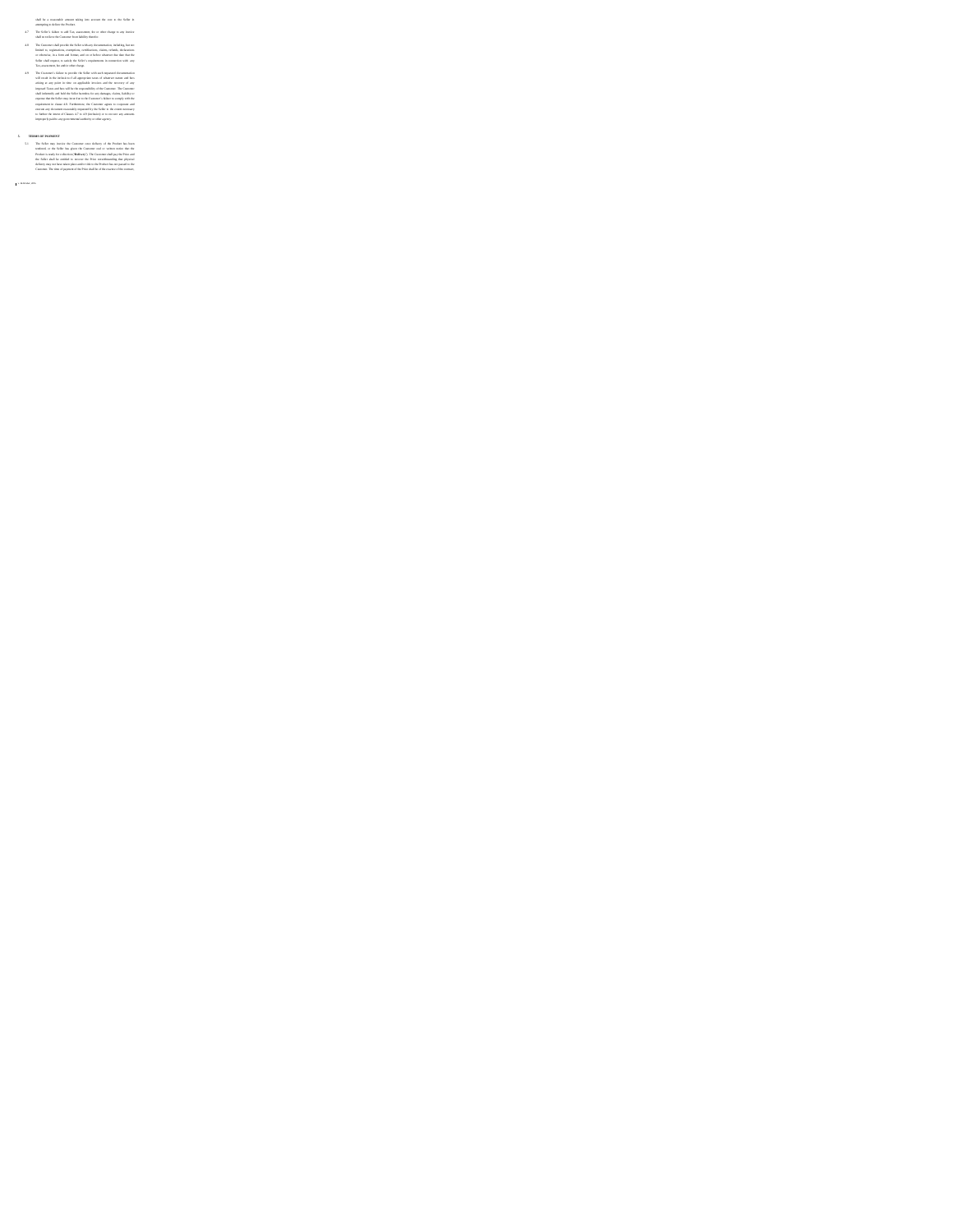shall be a reasonable amount taking into account the cost to the Seller in attempting to deliver the Product.

4.7 The Seller's failure to add Tax, assessment, fee or other charge to any Invoice shall not relieve the Customer from liability therefor.

4.8 The Customer shall provide the Seller with any documentation, including, but not limited to, registrations, exemptions, certifications, claims, refunds, declarations or otherwise, in a form and format, and on or before whatever due date that the Seller shall request, to satisfy the Seller's requirements in connection with any Tax, assessment, fee and/or other charge.

4.9 The Customer's failure to provide the Seller with such requested documentation will result in the imposition of all appropriate taxes, of whatever nature and here arising at any point in time on applicable invoices until the recovery of any imposed Taxes and fees will be the responsibility of the Customer. The Customer shall indemnify and hold the Seller harmless for any damages, claims, liability or expense that the Seller may incur due to the Customer's failure to comply with the requirement in clause 4.8. Furthermore, the Customer agrees to cooperate and execute any document reasonably requested by the Seller in the extent necessary to further the intent of Clauses 4.7 to 4.9 (inclusive) or to recover any amounts improperly paid to any governmental authority or other agency.

5. **TERMS OF PAYMENT**

5.1 The Seller may invoice the Customer once delivery of the Product has been tendered or the Seller has given the Customer oral or written notice that the Product is ready for collection ("**Delivery**"). The Customer shall pay the Price and the Seller shall be entitled to recover the Price notwithstanding that physical delivery may not have taken place and/or title to the Product has not passed to the Customer. The time of payment of the Price shall be of the essence of the contract.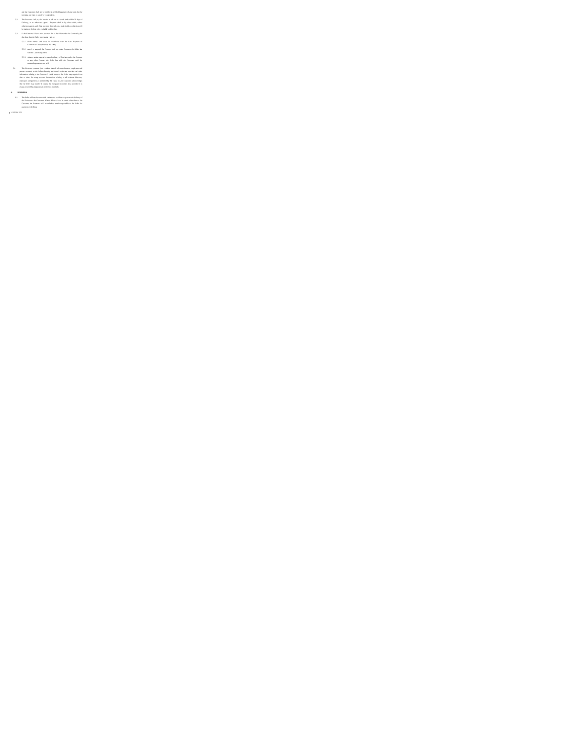and the Customer shall not be entitled to withhold payment of any sums due by invoking any right of set-off or counterclaim.

5.2 The Customer shall pay the Invoice in full and in cleared funds within 21 days of Delivery, or as otherwise agreed. Payment shall be by direct debit, unless otherwise agreed, and if the payment date falls on a bank holiday collection will be made on the first prior available banking day.

5.3 If the Customer fails to make payment due to the Seller under the Contract by the due date, then the Seller reserves the right to:

5.3.1 claim interest and costs in accordance with the Late Payment of Commercial Debts (Interest) Act 1998;

5.3.2 cancel or suspend the Contract (and any other Contracts the Seller has with the Customer); and/or

5.3.3 without notice suspend or cancel delivery of Products under the Contract or any other Contract the Seller has with the Customer until the outstanding amounts are paid.

5.4 The Customer consents (and confirms that all relevant directors, employees and partners consent) to the Seller obtaining such credit reference searches and other information relating to the Customer's credit status as the Seller may require from time to time. In using personal information relating to all relevant directors, employees and partners as permitted by this clause 5.4, the Customer acknowledges that the Seller may transfer it outside the European Economic Area provided it is always covered by adequate data protection standards.

**6. DELIVERY**

6.1 The Seller will use its reasonable endeavours to deliver or procure the delivery of the Products to the Customer. Where delivery is to be made other than to the Customer, the Customer will nevertheless remain responsible to the Seller for payment of the Price.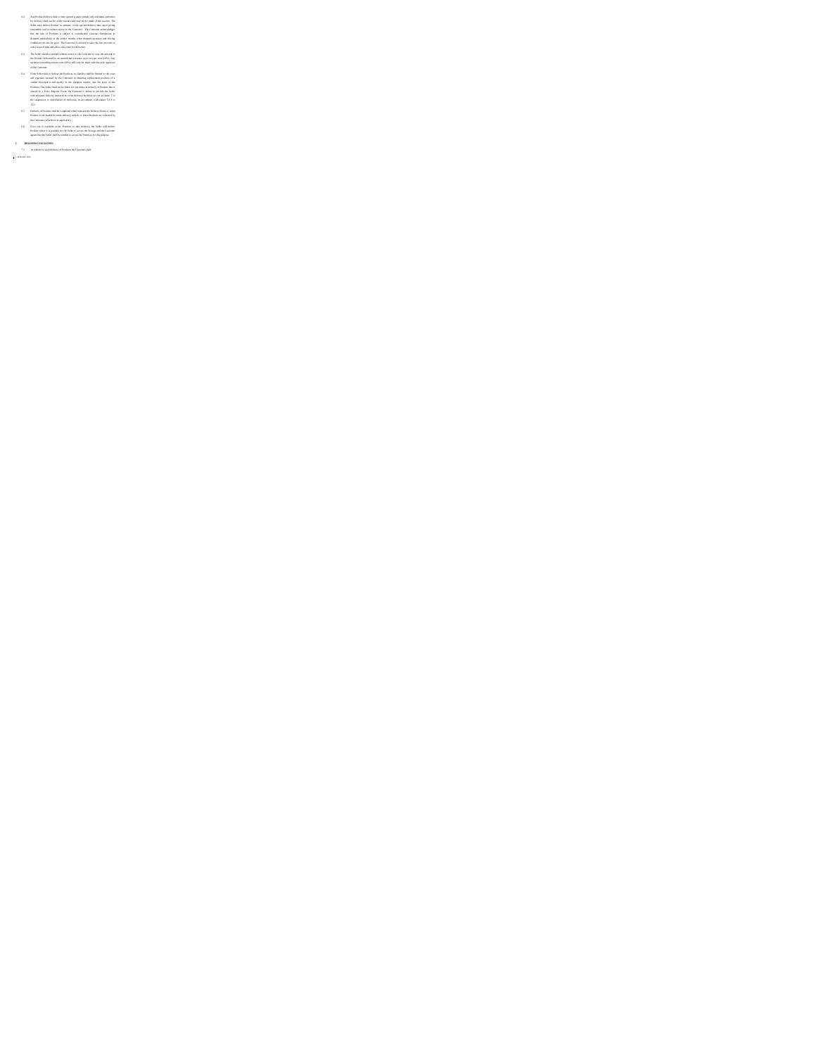6.2 Any Product delivery date or time quoted is approximate only and times and times for delivery shall not be of the essence and may not be made of the essence. The Seller may deliver Product in advance of the quoted delivery date upon giving reasonable oral or written notice to the Customer. The Customer acknowledges that the sale of Products is subject to considerable seasonal fluctuations in demand, particularly in the winter months when demand increases and driving conditions can also be poor. The Customer is advised to take this into account, to order in good time and allow extra time for deliveries.

6.3 The Seller shall be entitled without notice to the Customer to vary the amount of the Product delivered by an operational tolerance up to ten per cent (10%). Any variation exceeding ten per cent (10%) will only be made with the prior approval of the Customer.

6.4 If the Seller fails to deliver the Products, its liability shall be limited to the costs and expenses incurred by the Customer in obtaining replacement products of a similar description and quality in the cheapest market, less the price of the Products. The Seller shall not be liable for any delay in delivery of Product that is caused by a Force Majeure Event, the Customer's failure to provide the Seller with adequate delivery instructions or the delivery facilities set out in clause 7 or the suspension or cancellation of deliveries in accordance with clause 5.3.3 or 15.1.

6.5 Delivery of Product shall be completed when it passes the Delivery Point, or when Product is off-loaded from the delivery vehicle or when Products are collected by the Customer (whichever is applicable).

6.6 If no one is available at the Premises to take delivery, the Seller will deliver Product where it is possible for the Seller to access the Storage and the Customer agrees that the Seller shall be entitled to access the Premises for this purpose.

**7 DELIVERY FACILITIES**

7.1 In relation to each delivery of Products the Customer shall: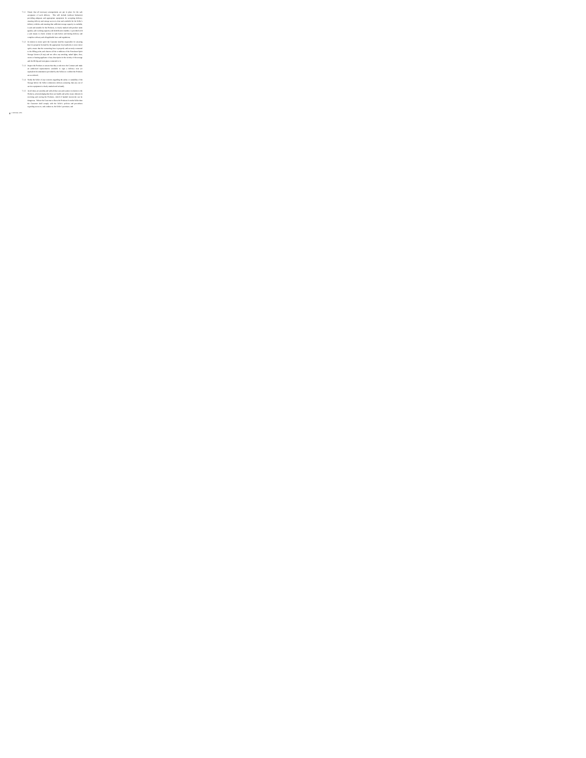7.1.1 Ensure that all necessary arrangements are put in place for the safe acceptance of each delivery. This will include (without limitation) providing adequate and appropriate equipment for accepting delivery, ensuring delivery and storage access is clear and available for the Seller's delivery vehicles and ensuring that sufficient storage capacity is available, is safe and suitable for the Products, is clearly marked with product name (grade), safe working capacity and identification number, is provided with a safe means to check volume in tank before and during delivery and complies with any and all applicable laws and regulations;

7.1.2 In relation to storage of the Products, the Customer shall be responsible for ensuring that it is properly licensed by the appropriate local authority to store motor spirit; ensure that the connecting hose is properly and securely connected to the filling point and observe all the conditions of the Petroleum Spirit Storage Licence (if any) and not allow any smoking, naked lights, fires, stoves or heating appliances of any description in the vicinity of the storage and the filling and vent pipes connected to it;

7.1.3 Inspect the Products to ensure that they conform to the Contract and make an authorised representative available to sign a delivery note (or equivalent documentation provided by the Seller) to confirm the Products are as ordered;

7.1.4 Notify the Seller of any concerns regarding the safety or suitability of the Storage before the Seller commences delivery (ensuring that any out of service equipment is clearly marked and isolated);

7.1.5 At all times act carefully and with all due care and caution in relation to the Products, acknowledging that there are health and safety issues inherent in receiving and storing the Products, which if handled incorrectly can be dangerous. Where the Customer collects the Products from the Seller then the Customer shall comply with the Seller's policies and procedures regarding access to, and conduct at, the Seller's premises; and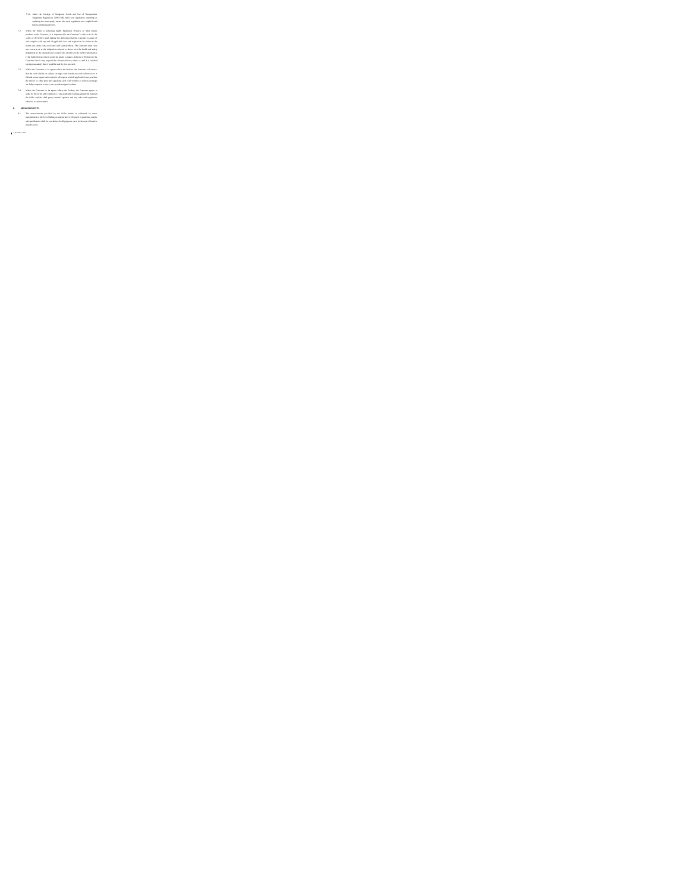7.1.6 where the Carriage of Dangerous Goods and Use of Transportable Pressure Equipment Regulations 2009 (SI) and/or any regulations amending or replacing the same apply, ensure that such regulations are complied with before and during delivery.

7.2 Where the Seller is delivering highly flammable Products or other similar products to the Customer, it is important (for the Customer's safety and for the safety of the Seller's staff making the delivery) that the Customer is aware of and complies with any and all applicable laws and regulations in relation to the health and safety risks associated with such products. The Customer must raise any concerns as to the obligations referred to above with the health and safety department at the relevant local council who should provide further information. If the Seller believes that it would be unsafe to make a delivery of Products to the Customer then it may suspend the relevant delivery unless or until it is satisfied (acting reasonably) that it would be safe for it to proceed.

7.3 Where the Customer or its agent collects the Products, the Customer will ensure that the road vehicles or railway carriages which make any such collection are in full and proper repair and comply in all respects with all applicable Laws and that the drivers or other personnel operating such road vehicles or railway carriages are fully competent to carry out any task assigned to them.

7.4 Where the Customer or its agent collects the Products, the Customer agrees to abide by the terms and conditions of any applicable loading agreement between the Seller and the third party terminal operator and any rules and regulations effective at such terminal.

**8. MEASUREMENTS**

8.1 The measurements provided by the Seller (either as evidenced by meter measurements or the Bill of Lading, as appropriate) with regard to quantities, quality and specification shall be conclusive for all purposes, save in the case of fraud or manifest error.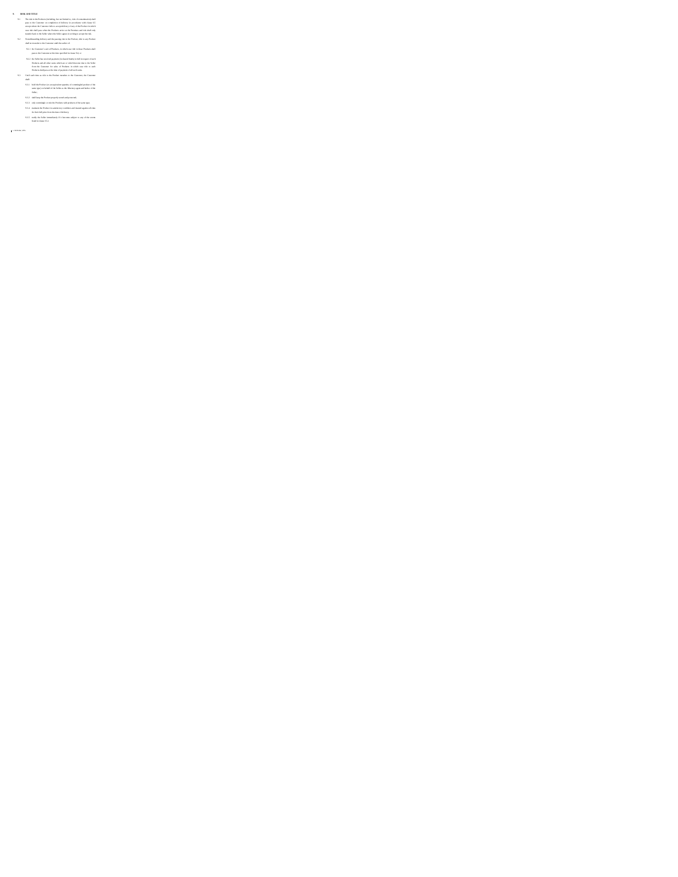## 9. RISK AND TITLE

9.1 The risk in the Products (including, but not limited to, risk of contamination) shall pass to the Customer on completion of delivery in accordance with clause 8.2 except where the Customer fails to accept delivery of any of the Products in which case risk shall pass when the Products arrive at the Premises and risk shall only transfer back to the Seller where the Seller agrees in writing to accept the risk.

9.2 Notwithstanding delivery and the passing risk in the Product, title in any Products shall not transfer to the Customer until the earlier of:

9.2.1 the Customer's sale of Products, in which case title in those Products shall pass to the Customer at the time specified in clause 9.6; or

9.2.2 the Seller has received payment (in cleared funds) in full in respect of such Products and all other sums which are or which become due to the Seller from the Customer for sales of Products, in which case title to such Products shall pass at the time of payment of all such sums.

9.3 Until such time as title to the Product transfers to the Customer, the Customer shall:

9.3.1 hold the Product (or an equivalent quantity of commingled product of the same type) on behalf of the Seller as the fiduciary agent and bailee of the Seller;

9.3.2 shall keep the Product properly stored and protected;

9.3.3 only commingle or mix the Products with products of the same type;

9.3.4 maintain the Product in satisfactory condition and insured against all risks for their full price from the date of delivery;

9.3.5 notify the Seller immediately if it becomes subject to any of the events listed in clause 15.2;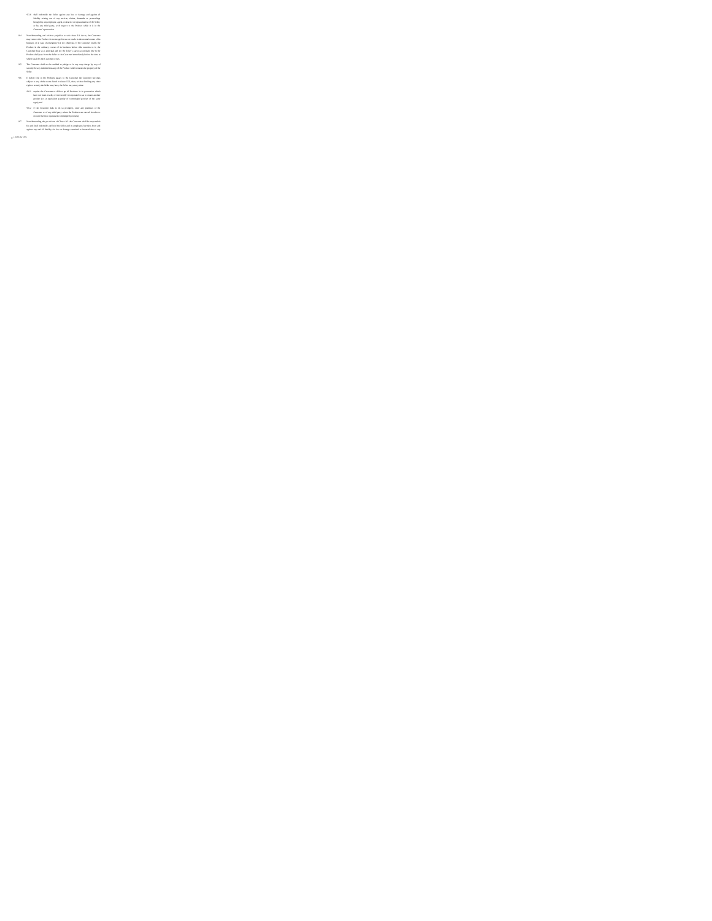9.3.6 shall indemnify the Seller against any loss or damage and against all liability arising out of any actions, claims, demands or proceedings brought by any employee, agent, contractor or representative of the Seller or by any third party, with respect to the Product while it is in the Customer's possession.

9.4 Notwithstanding and without prejudice to sub-clause 9.3 above, the Customer may remove the Product for storage for use or resale in the normal course of its business, or in case of emergency but not otherwise. If the Customer resells the Product in the ordinary course of its business before title transfers to it, the Customer does so as principal and not the Seller's agent accordingly title to the Product shall pass from the Seller to the Customer immediately before the time at which resale by the Customer occurs.

9.5 The Customer shall not be entitled to pledge or in any way charge by way of security for any indebtedness any of the Product which remains the property of the Seller.

9.6 If before title to the Products passes to the Customer the Customer becomes subject to any of the events listed in clause 15.2, then, without limiting any other right or remedy the Seller may have, the Seller may at any time:

9.6.1 require the Customer to deliver up all Products in its possession which have not been resold, or irrevocably incorporated so as to create another product (or an equivalent quantity of commingled product of the same type); and

9.6.2 if the Customer fails to do so promptly, enter any premises of the Customer or of any third party where the Products are stored in order to recover them (or equivalent commingled product).

9.7 Notwithstanding the provisions of Clause 9.1 the Customer shall be responsible for and shall indemnify and hold the Seller and its employees harmless from and against any and all liability for loss or damage sustained or incurred due to any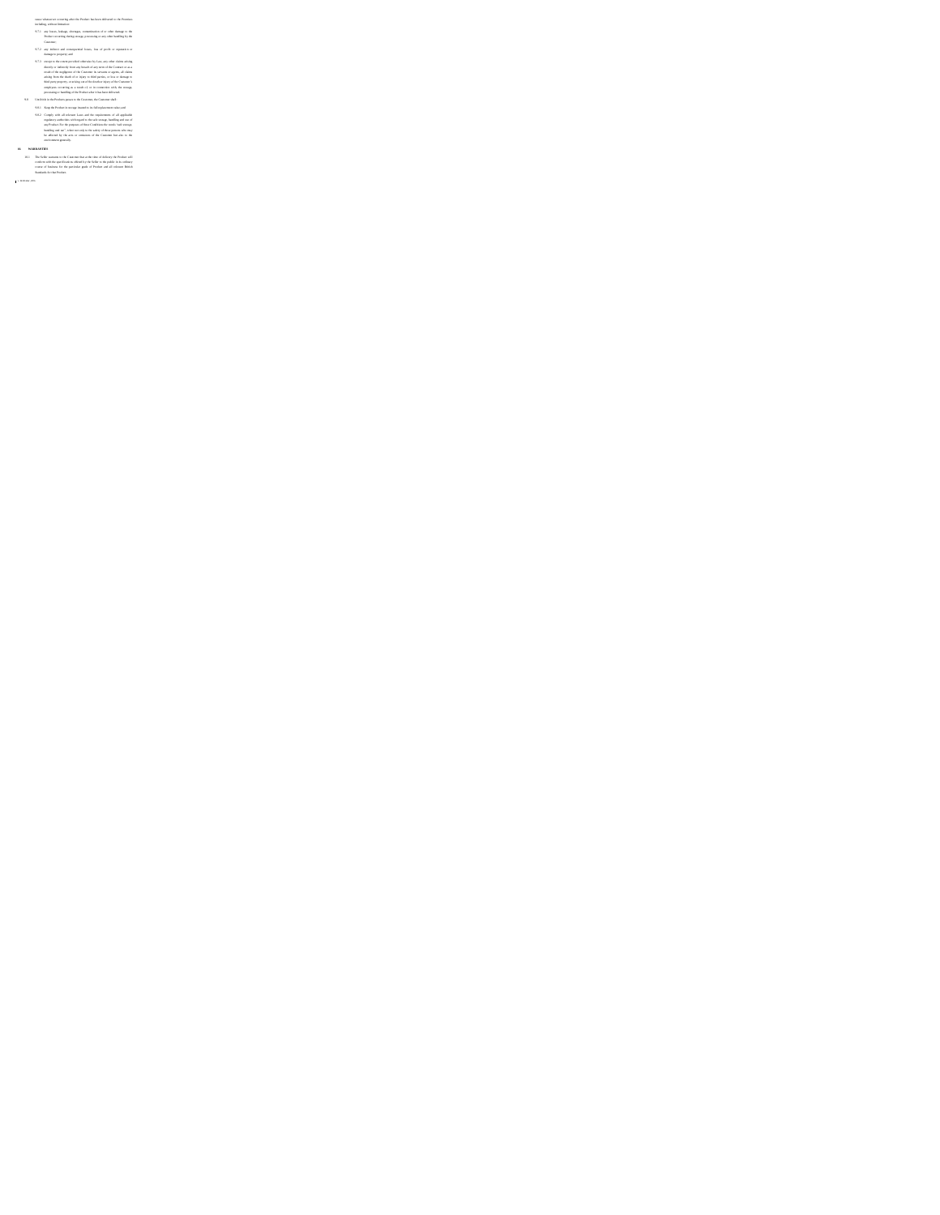cause whatsoever occurring after the Product has been delivered to the Premises including, without limitation:

9.7.1 any losses, leakage, shortages, contamination of or other damage to the Product occurring during storage, processing or any other handling by the Customer;

9.7.2 any indirect and consequential losses, loss of profit or reputation or damage to property and;

9.7.3 except to the extent provided otherwise by Law, any other claims arising directly or indirectly from any breach of any term of the Contract or as a result of the negligence of the Customer its servants or agents, all claims arising from the death of or injury to third parties, or loss or damage to third party property, or arising out of the death or injury of the Customer's employees occurring as a result of, or in connection with, the storage, processing or handling of the Product after it has been delivered.

9.8 Until title in the Product passes to the Customer, the Customer shall:

9.8.1 Keep the Product in storage insured to its full replacement value; and

9.8.2 Comply with all relevant Laws and the requirements of all applicable regulatory authorities with regard to the safe storage, handling and use of any Product. For the purposes of these Conditions the words "safe storage, handling and use", relate not only to the safety of those persons who may be affected by the acts or omissions of the Customer but also to the environment generally.

**10. WARRANTIES**

10.1 The Seller warrants to the Customer that at the time of delivery the Product will conform with the specification offered by the Seller to the public in its ordinary course of business for the particular grade of Product and all relevant British Standards for that Product.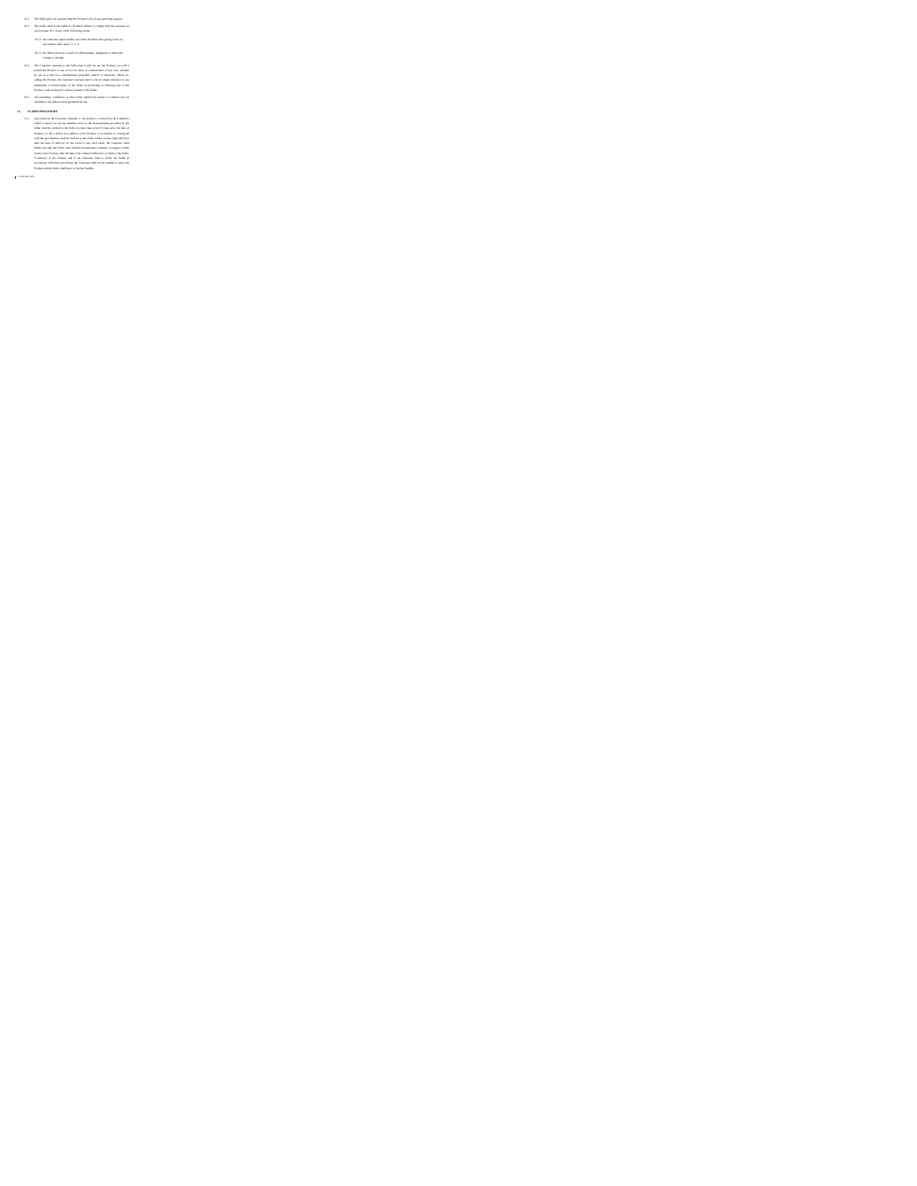10.2 The Seller gives no warranty that the Product is fit for any particular purpose.

10.3 The Seller shall not be liable if the Products' failure to comply with the warranty set out in clause 10.1 is any of the following events:

10.3.1 the Customer makes further use of the Products after giving notice in accordance with clause 11.1; or

10.3.2 the defect arises as a result of wilful damage, negligence or abnormal storage or storage.

10.4 The Customer warrants to the Seller that it will not use the Products nor will it permit the Products or any of it to be used, in contravention of any Law, whether by use as a fuel for a mechanically propelled vehicle or otherwise. Where re-selling the Product, the Customer warrants that it will not make reference to any trademarks or brand names of the Seller in promoting or effecting sale of the Product, without the prior written consent of the Seller.

10.5 All warranties, conditions or other terms implied by statute or common law are excluded to the fullest extent permitted by law.

**11. CLAIMS PROCEDURE**

11.1 Any claim by the Customer (whether or not delivery is refused by the Customer) which is based on (a) any manifest error in the measurement provided by the Seller shall be notified to the Seller no later than seven (7) days after the date of delivery; or (b) a defect in condition of the Product, or its failure to correspond with the specification shall be notified to the Seller within twenty eight (28) days after the date of delivery. In the event of any such claim, the Customer shall further provide the Seller with detailed documentary evidence to support within twenty one (21) days after the date of its written notification of claim to the Seller. If delivery is not refused, and if the Customer fails to notify the Seller in accordance with these provisions, the Customer shall not be entitled to reject the Product and the Seller shall have no further liability.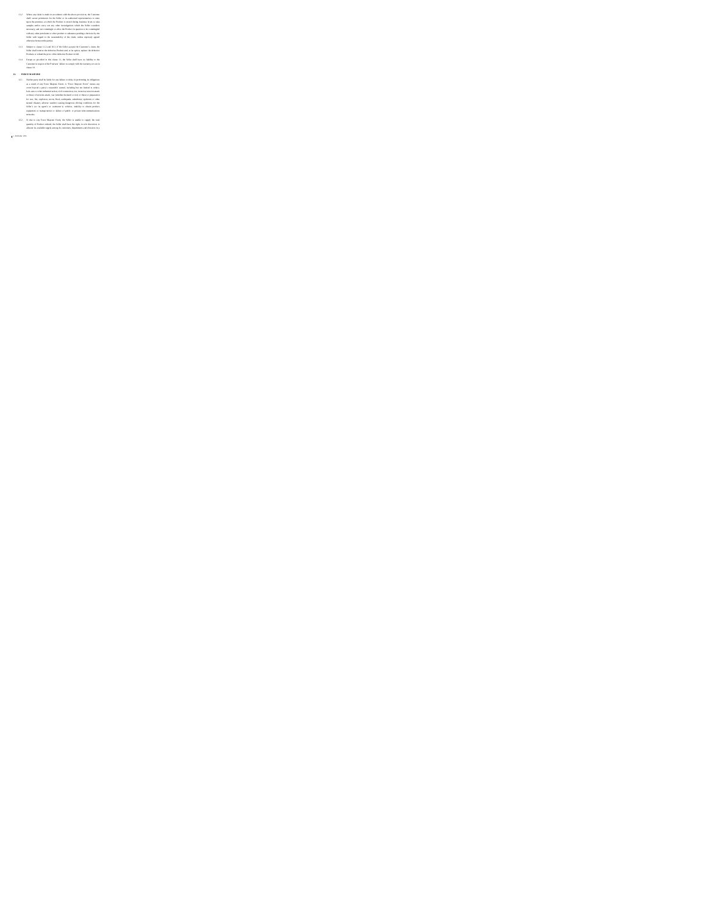11.2 Where any claim is made in accordance with the above provisions, the Customer shall secure permission for the Seller or its authorised representatives to enter upon the premises at which the Products is stored during business hours to take samples and/or carry out any other investigations which the Seller considers necessary and not commingle or allow the Product in question to be commingled with any other petroleum or other product or substance pending a decision by the Seller with regard to the sustainability of the claim, unless expressly agreed otherwise between the parties.

11.3 Subject to clause 11.2 and 10.5, if the Seller accepts the Customer's claim, the Seller shall remove the defective Product and, at its option, replace the defective Products or refund the price of the defective Product in full.

11.4 Except as provided in this clause 11, the Seller shall have no liability to the Customer in respect of the Products' failure to comply with the warranty set out in clause 10.

## 12. FORCE MAJEURE

12.1 Neither party shall be liable for any failure or delay in performing its obligations as a result of any Force Majeure Event. A "Force Majeure Event" means any event beyond a party's reasonable control, including but not limited to strikes, lock-outs or other industrial action, civil commotion, riot, invasion, terrorist attack or threat of terrorist attack, war (whether declared or not) or threat or preparation for war, fire, explosion, storm, flood, earthquake, subsidence, epidemic or other natural disaster, adverse weather causing dangerous driving conditions for the Seller's (or its agent's or contractor's) vehicles, inability to obtain product, equipment or transportation or failure of public or private telecommunications networks.

12.2 If due to any Force Majeure Event, the Seller is unable to supply the total quantity of Product ordered, the Seller shall have the right, in its sole discretion, to allocate its available supply among its customers, departments and divisions in a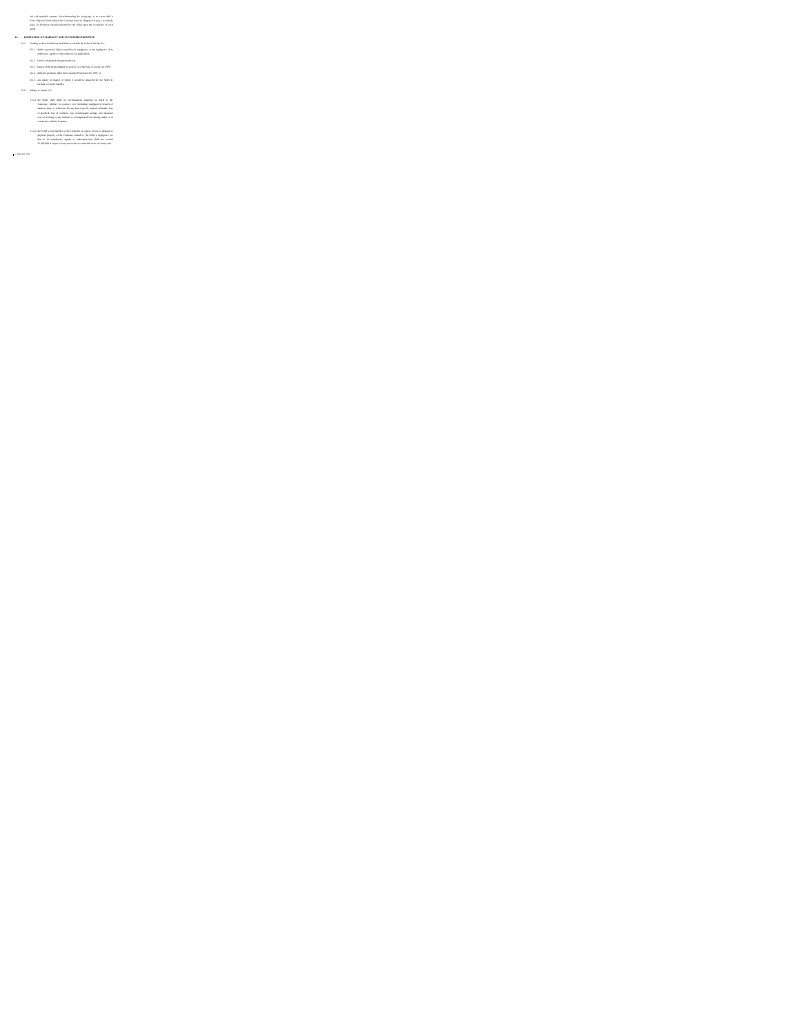fair and equitable manner. Notwithstanding the foregoing, in no event shall a Force Majeure Event release the Customer from its obligation to pay, on a timely basis, for Products already delivered by the Seller upon the occurrence of such event.

**13. LIMITATION OF LIABILITY AND CUSTOMER INDEMNITY**

13.1 Nothing in these Conditions shall limit or exclude the Seller's liability for:

13.1.1 death or personal injury caused by its negligence, or the negligence of its employees, agents or subcontractors (as applicable);

13.1.2 fraud or fraudulent misrepresentation;

13.1.3 breach of the terms implied by section 12 of the Sale of Goods Act 1979;

13.1.4 defective products under the Consumer Protection Act 1987; or

13.1.5 any matter in respect of which it would be unlawful for the Seller to exclude or restrict liability.

13.2 Subject to clause 13.1:

13.2.1 the Seller shall under no circumstances whatever be liable to the Customer, whether in contract, tort (including negligence), breach of statutory duty, or otherwise, for any loss of profit, unusual overheads, loss of goodwill, loss of contracts, loss of anticipated savings, any increased cost of working or any indirect or consequential loss arising under or in connection with the Contract;

13.2.2 the Seller's total liability to the Customer in respect of loss or damage to physical property of the Customer caused by the Seller's negligence (or that of its employees, agents or subcontractors) shall not exceed £1,000,000 in respect of any one event or connected series of events; and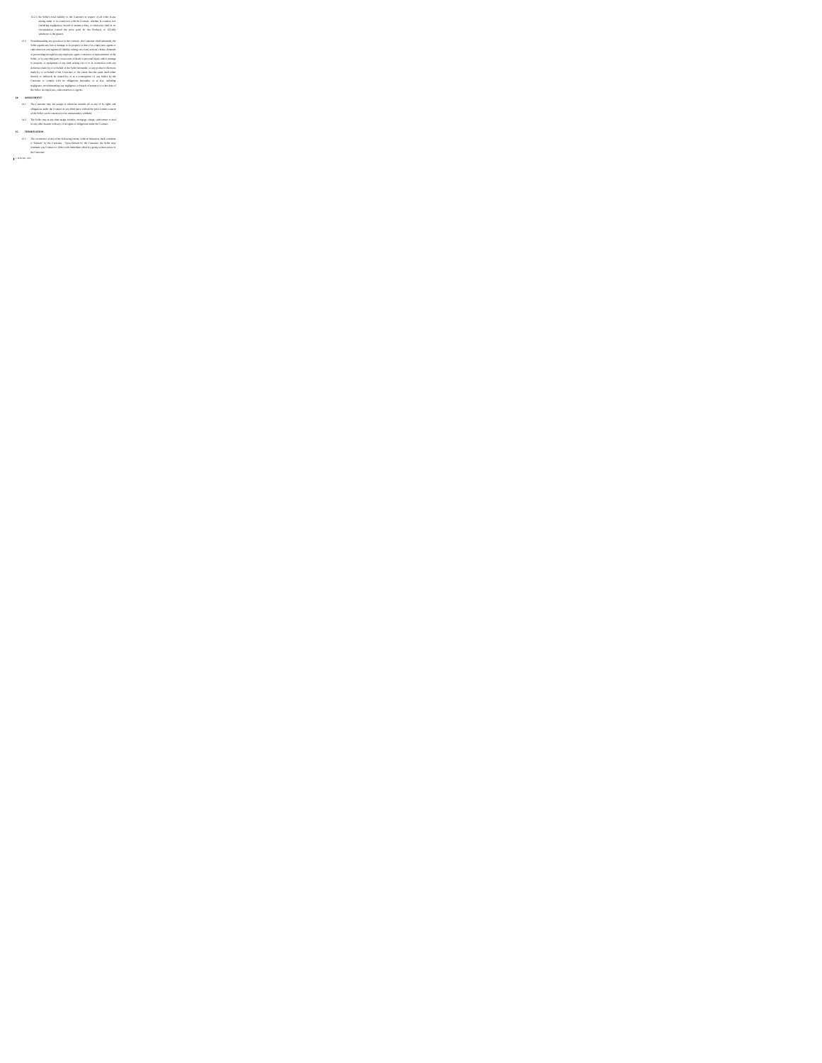13.2.3 the Seller's total liability to the Customer in respect of all other losses arising under or in connection with the Contract, whether in contract, tort (including negligence), breach of statutory duty, or otherwise, shall in no circumstances exceed the price paid for the Products or £25,000 whichever is the greater.

13.3 Notwithstanding any provision to the contrary, the Customer shall indemnify the Seller against any loss or damage to its property or that of its employees, agents or subcontractors and against all liability arising out of any actions, claims, demands or proceedings brought by any employee, agent, contractor or representative of the Seller, or by any third party on account of death or personal injury and/or damage to property or equipment of any kind arising out of or in connection with any deliveries made by or on behalf of the Seller hereunder or any product effectively made by or on behalf of the Customer, to the extent that the same shall either directly or indirectly be caused by, or as a consequence of, any failure by the Customer to comply with its obligations hereunder or at law, including negligence, notwithstanding any negligence or breach of statutory or other duty of the Seller, its employees, subcontractors or agents.

**14. ASSIGNMENT**

14.1 The Customer may not assign or otherwise transfer all or any of its rights and obligations under the Contract to any third party without the prior written consent of the Seller, such consent not to be unreasonably withheld.

14.2 The Seller may at any time assign, transfer, mortgage, charge, subcontract or deal in any other manner with any of its rights or obligations under the Contract.

**15. TERMINATION**

15.1 The occurrence of any of the following events, without limitation, shall constitute a "Default" by the Customer. Upon Default by the Customer, the Seller may terminate any Contract or Order with immediate effect by giving written notice to the Customer: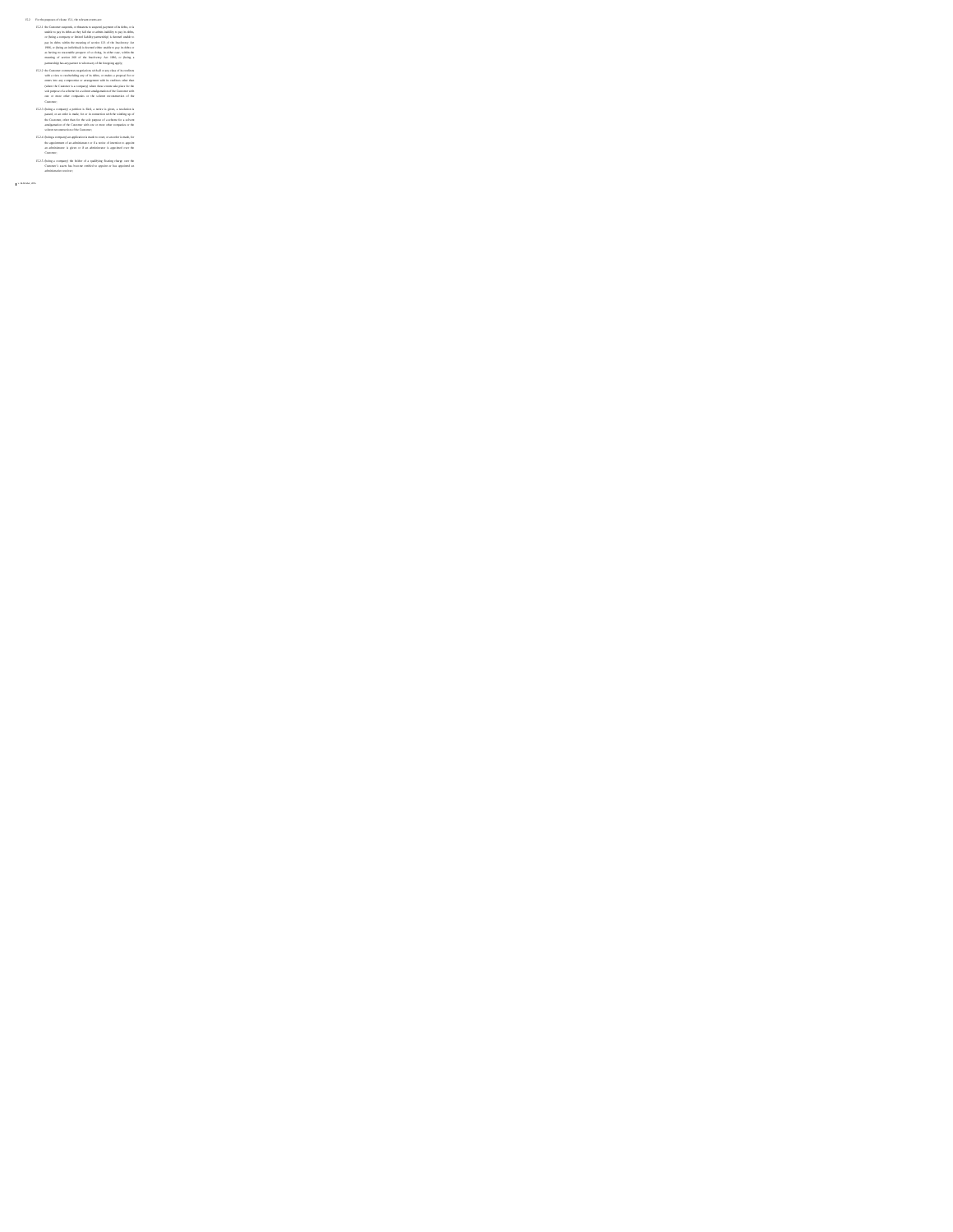15.2 For the purposes of clause 15.1, the relevant events are:

15.2.1 the Customer suspends, or threatens to suspend payment of its debts, or is unable to pay its debts as they fall due or admits inability to pay its debts, or (being a company or limited liability partnership) is deemed unable to pay its debts within the meaning of section 123 of the Insolvency Act 1986, or (being an individual) is deemed either unable to pay its debts or as having no reasonable prospect of so doing, in either case, within the meaning of section 268 of the Insolvency Act 1986, or (being a partnership) has any partner to whom any of the foregoing apply;

15.2.2 the Customer commences negotiations with all or any class of its creditors with a view to rescheduling any of its debts, or makes a proposal for or enters into any compromise or arrangement with its creditors other than (where the Customer is a company) where these events take place for the sole purpose of a scheme for a solvent amalgamation of the Customer with one or more other companies or the solvent reconstruction of the Customer;

15.2.3 (being a company) a petition is filed, a notice is given, a resolution is passed, or an order is made, for or in connection with the winding up of the Customer, other than for the sole purpose of a scheme for a solvent amalgamation of the Customer with one or more other companies or the solvent reconstruction of the Customer;

15.2.4 (being a company) an application is made to court, or an order is made, for the appointment of an administrator or if a notice of intention to appoint an administrator is given or if an administrator is appointed over the Customer;

15.2.5 (being a company) the holder of a qualifying floating charge over the Customer's assets has become entitled to appoint or has appointed an administrative receiver;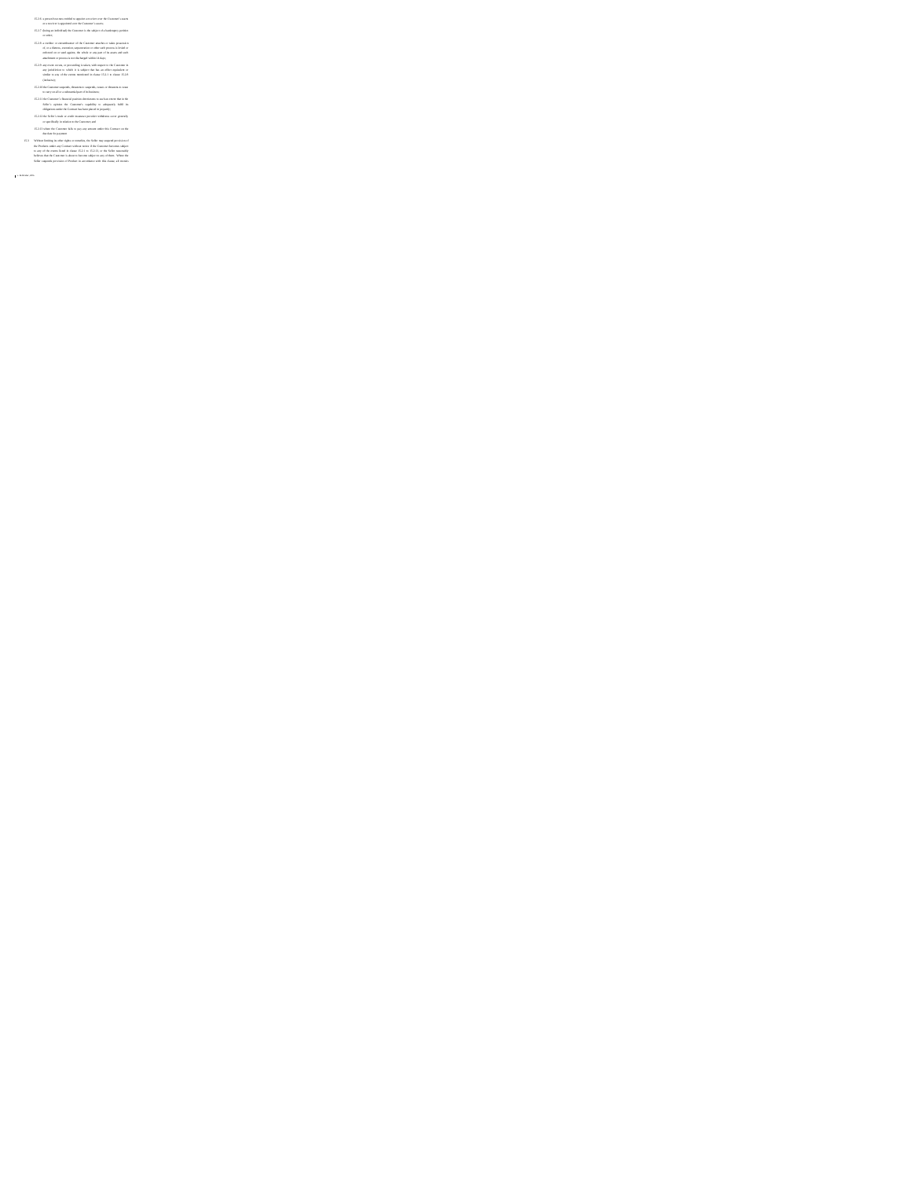15.2.6 a person becomes entitled to appoint a receiver over the Customer's assets or a receiver is appointed over the Customer's assets;

15.2.7 (being an individual) the Customer is the subject of a bankruptcy petition or order;

15.2.8 a creditor or encumbrancer of the Customer attaches or takes possession of, or a distress, execution, sequestration or other such process is levied or enforced on or sued against, the whole or any part of its assets and such attachment or process is not discharged within 14 days;

15.2.9 any event occurs, or proceeding is taken, with respect to the Customer in any jurisdiction to which it is subject that has an effect equivalent or similar to any of the events mentioned in clause 15.2.1 to clause 15.2.8 (inclusive);

15.2.10 the Customer suspends, threatens to suspend, ceases or threatens to cease to carry on all or a substantial part of its business;

15.2.11 the Customer's financial position deteriorates to such an extent that in the Seller's opinion the Customer's capability to adequately fulfil its obligations under the Contract has been placed in jeopardy;

15.2.12 the Seller's trade or credit insurance provider withdraws cover generally or specifically in relation to the Customer; and

15.2.13 where the Customer fails to pay any amount under this Contract on the due date for payment.

15.3 Without limiting its other rights or remedies, the Seller may suspend provision of the Products under any Contract without notice if the Customer becomes subject to any of the events listed in clause 15.2.1 to 15.2.13, or the Seller reasonably believes that the Customer is about to become subject to any of them. Where the Seller suspends provision of Product in accordance with this clause, all monies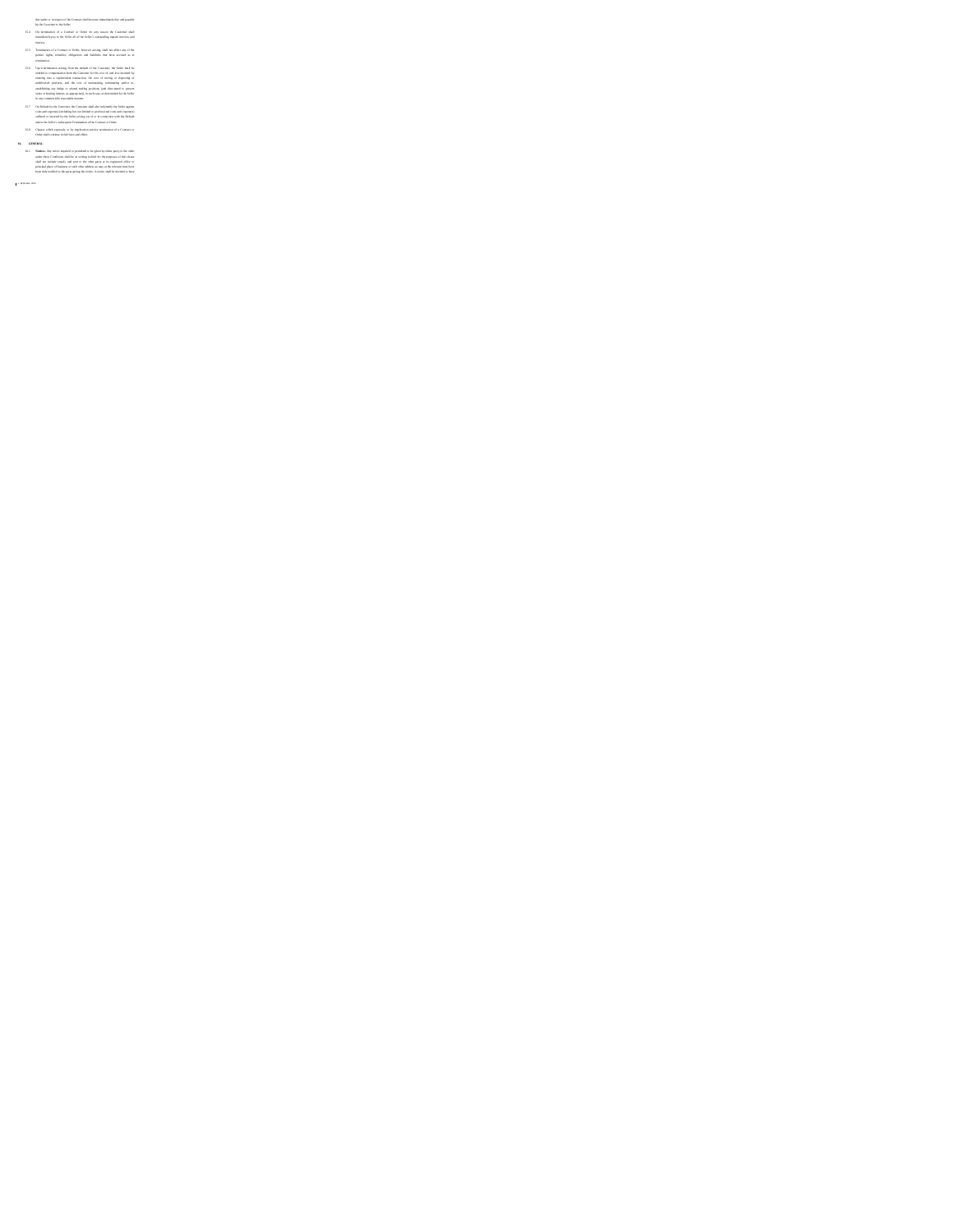due under or in respect of the Contract shall become immediately due and payable by the Customer to the Seller.

15.4 On termination of a Contract or Order for any reason the Customer shall immediately pay to the Seller all of the Seller's outstanding unpaid invoices and interest.

15.5 Termination of a Contract or Order, however arising, shall not affect any of the parties' rights, remedies, obligations and liabilities that have accrued as at termination.

15.6 Upon termination arising from the default of the Customer, the Seller shall be entitled to compensation from the Customer for the loss of, and loss incurred, by entering into a replacement transaction, the cost of storing or disposing of undelivered products, and the cost of maintaining, terminating and/or re-establishing any hedge or related trading position, (and discounted to present value or bearing interest, as appropriate). Such losses, as determined by the Seller in any commercially reasonable manner.

15.7 On Default by the Customer, the Customer shall also indemnify the Seller against costs and expenses (including but not limited to professional costs and expenses) suffered or incurred by the Seller arising out of or in connection with the Default and/or the Seller's subsequent Termination of the Contract or Order.

15.8 Clauses which expressly or by implication survive termination of a Contract or Order shall continue in full force and effect.

16. GENERAL

16.1 **Notices.** Any notice required or permitted to be given by either party to the other under these Conditions shall be in writing (which for the purposes of this clause shall not include email), and sent to the other party at its registered office or principal place of business or such other address as may at the relevant time have been duly notified to the party giving the notice. A notice shall be deemed to have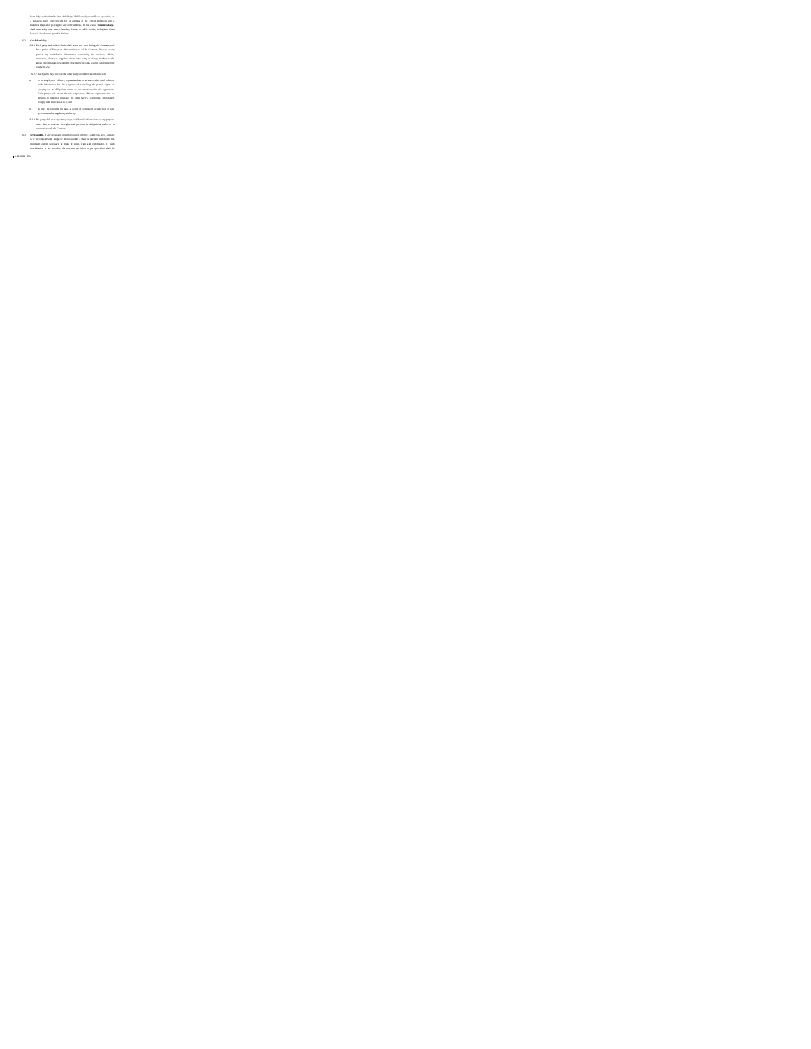been duly received at the time of delivery, if delivered personally or by courier, or 2 Business Days after posting for an address in the United Kingdom and 5 Business Days after posting for any other address. In this clause "**Business Day**" shall mean a day other than a Saturday, Sunday or public holiday in England when banks in London are open for business.

16.2 **Confidentiality**

16.2.1 Each party undertakes that it shall not at any time during the Contract, and for a period of five years after termination of the Contract, disclose to any person any confidential information concerning the business, affairs, customers, clients or suppliers of the other party or of any member of the group of companies to which the other party belongs, except as permitted by clause 16.2.2.

16.2.2 Each party may disclose the other party's confidential information:

(a) to its employees, officers, representatives or advisers who need to know such information for the purposes of exercising the party's rights or carrying out its obligations under or in connection with this agreement. Each party shall ensure that its employees, officers, representatives or advisers to whom it discloses the other party's confidential information comply with this clause 16.2; and

(b) as may be required by law, a court of competent jurisdiction or any governmental or regulatory authority.

16.2.3 No party shall use any other party's confidential information for any purpose other than to exercise its rights and perform its obligations under or in connection with the Contract.

16.3 **Severability.** If any provision or part-provision of these Conditions, any Contract is or becomes invalid, illegal or unenforceable, it shall be deemed modified to the minimum extent necessary to make it valid, legal and enforceable. If such modification is not possible, the relevant provision or part-provision shall be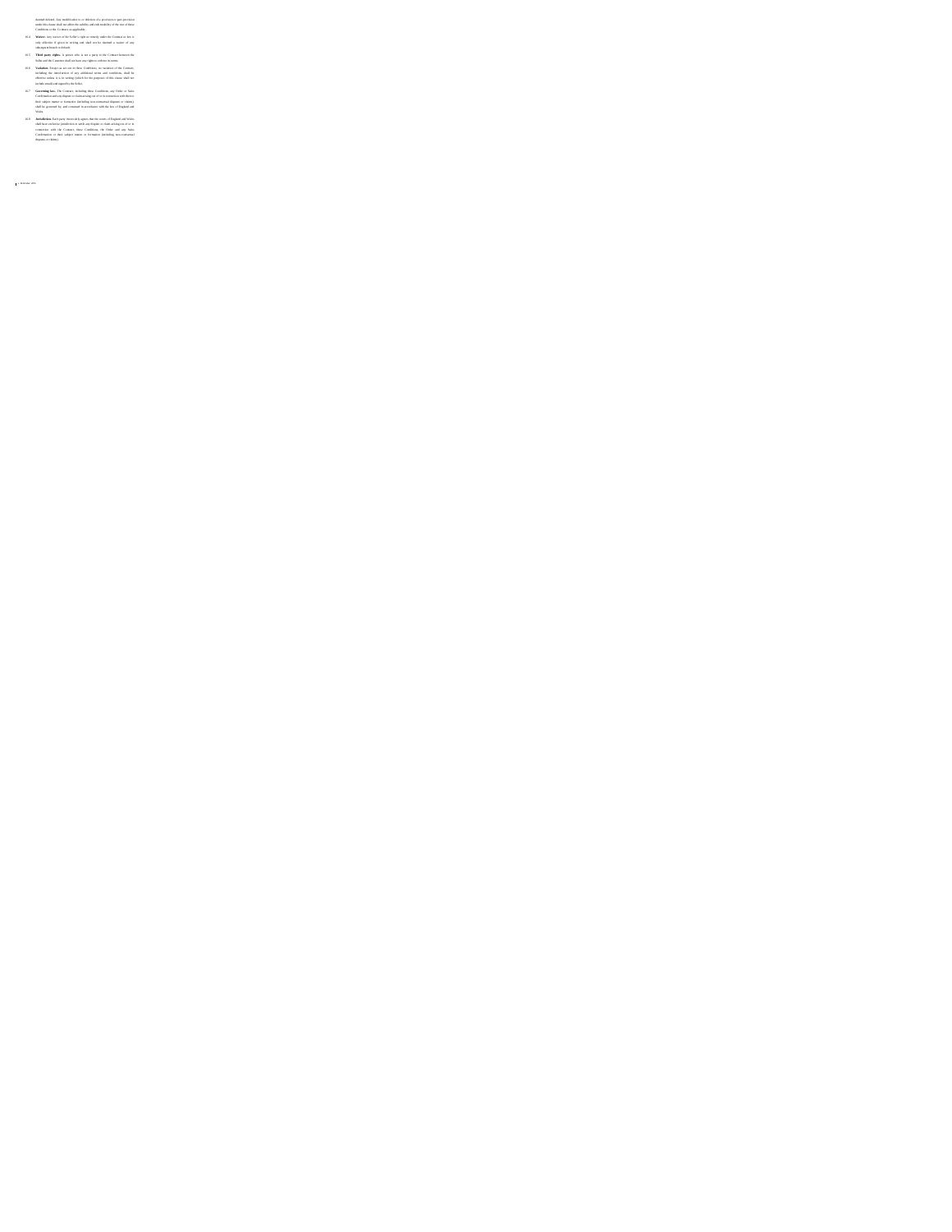deemed deleted. Any modification to or deletion of a provision or part-provision under this clause shall not affect the validity and enforceability of the rest of these Conditions or the Contract as applicable.

16.4 **Waiver.** Any waiver of the Seller's right or remedy under the Contract or law is only effective if given in writing and shall not be deemed a waiver of any subsequent breach or default.

16.5 **Third party rights.** A person who is not a party to the Contract between the Seller and the Customer shall not have any rights to enforce its terms.

16.6 **Variation.** Except as set out in these Conditions, no variation of the Contract, including the introduction of any additional terms and conditions, shall be effective unless it is in writing (which for the purposes of this clause shall not include email) and signed by the Seller.

16.7 **Governing law.** The Contract, including these Conditions, any Order or Sales Confirmation and any dispute or claim arising out of or in connection with them or their subject matter or formation (including non-contractual disputes or claims), shall be governed by, and construed in accordance with the law of England and Wales.

16.8 **Jurisdiction.** Each party irrevocably agrees that the courts of England and Wales shall have exclusive jurisdiction to settle any dispute or claim arising out of or in connection with the Contract, these Conditions, the Order and any Sales Confirmation or their subject matter or formation (including non-contractual disputes or claims).